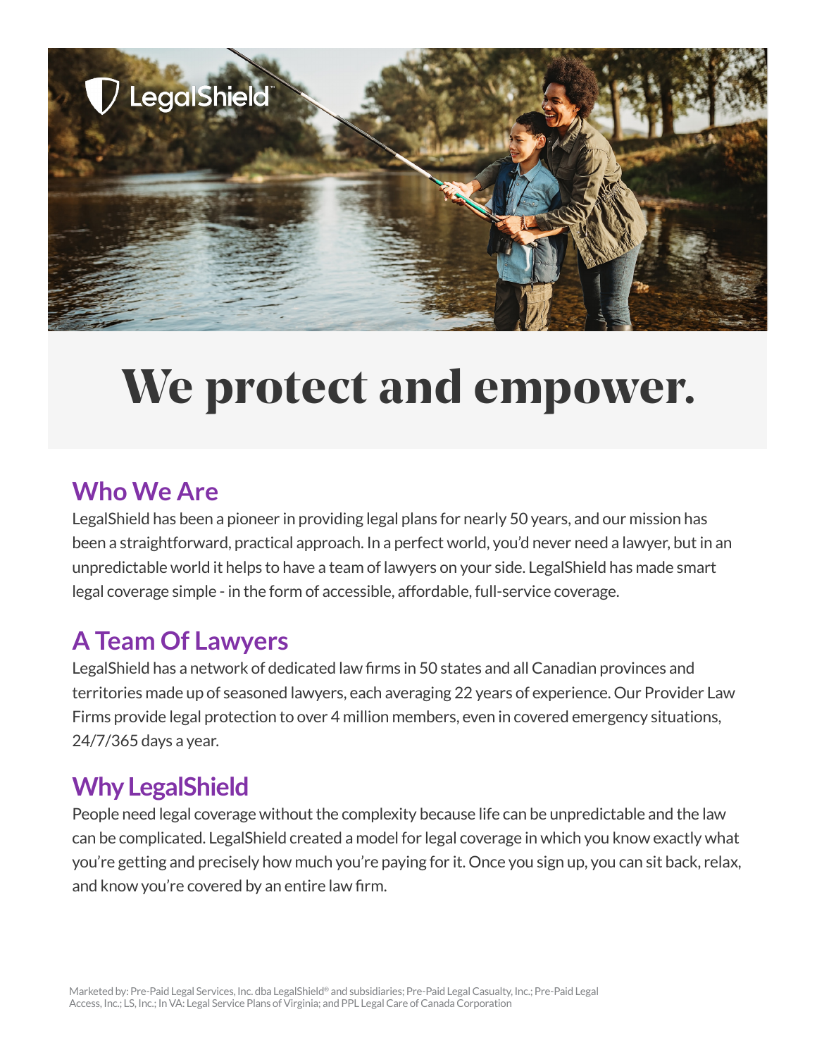LegalShield

# We protect and empower.

## Who We Are

LegalShield has been a pioneer in providing legal plans for nearly 50 years, and our mission has been a straightforward, practical approach. In a perfect world, you'd never need a lawyer, but in an unpredictable world it helps to have a team of lawyers on your side. LegalShield has made smart legal coverage simple - in the form of accessible, affordable, full-service coverage.

## A Team Of Lawyers

LegalShield has a network of dedicated law firms in 50 states and all Canadian provinces and territories made up of seasoned lawyers, each averaging 22 years of experience. Our Provider Law Firms provide legal protection to over 4 million members, even in covered emergency situations, 24/7/365 days a year.

## Why LegalShield

People need legal coverage without the complexity because life can be unpredictable and the law can be complicated. LegalShield created a model for legal coverage in which you know exactly what you're getting and precisely how much you're paying for it. Once you sign up, you can sit back, relax, and know you're covered by an entire law firm.

Marketed by: Pre-Paid Legal Services, Inc. dba LegalShield® and subsidiaries; Pre-Paid Legal Casualty, Inc.; Pre-Paid Legal Access, Inc.; LS, Inc.; In VA: Legal Service Plans of Virginia; and PPL Legal Care of Canada Corporation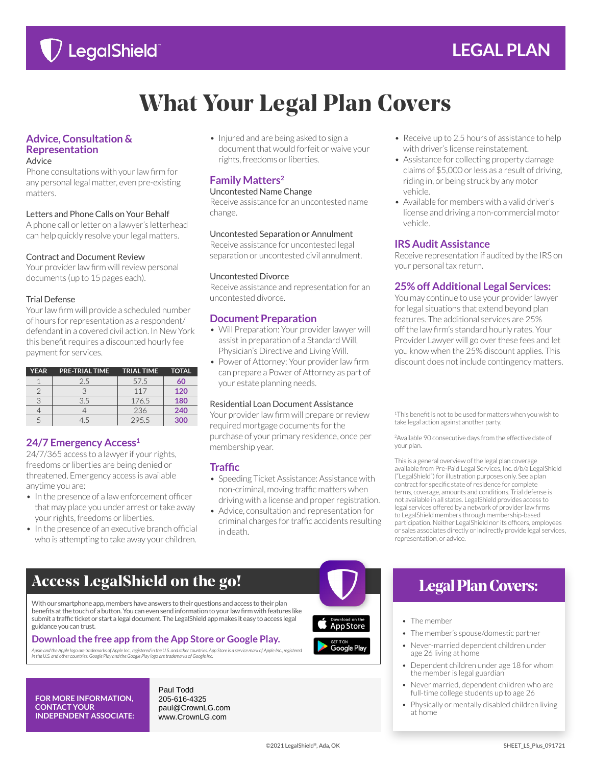LegalShield

LEGAL PLAN

# What Your Legal Plan Covers

## Advice, Consultation & Representation

### Advice

Phone consultations with your law firm for any personal legal matter, even pre-existing matters.

### Letters and Phone Calls on Your Behalf

A phone call or letter on a lawyer's letterhead can help quickly resolve your legal matters.

### Contract and Document Review

Your provider law firm will review personal documents (up to 15 pages each).

### Trial Defense

Your law firm will provide a scheduled number of hours for representation as a respondent/ defendant in a covered civil action. In New York this benefit requires a discounted hourly fee payment for services.

| YEAR | PRE-TRIAL TIME | TRIAL TIME | TOTAL |
|---|---|---|---|
| 1 | 2.5 | 57.5 | 60 |
| 2 | 3 | 117 | 120 |
| 3 | 3.5 | 176.5 | 180 |
| 4 | 4 | 236 | 240 |
| 5 | 4.5 | 295.5 | 300 |

## 24/7 Emergency Access[1]

24/7/365 access to a lawyer if your rights, freedoms or liberties are being denied or threatened. Emergency access is available anytime you are:

- In the presence of a law enforcement officer that may place you under arrest or take away your rights, freedoms or liberties.
- In the presence of an executive branch official who is attempting to take away your children.
- Injured and are being asked to sign a document that would forfeit or waive your rights, freedoms or liberties.

## Family Matters[2]

### Uncontested Name Change

Receive assistance for an uncontested name change.

### Uncontested Separation or Annulment

Receive assistance for uncontested legal separation or uncontested civil annulment.

### Uncontested Divorce

Receive assistance and representation for an uncontested divorce.

## Document Preparation

- Will Preparation: Your provider lawyer will assist in preparation of a Standard Will, Physician's Directive and Living Will.
- Power of Attorney: Your provider law firm can prepare a Power of Attorney as part of your estate planning needs.

### Residential Loan Document Assistance

Your provider law firm will prepare or review required mortgage documents for the purchase of your primary residence, once per membership year.

## Traffic

- Speeding Ticket Assistance: Assistance with non-criminal, moving traffic matters when driving with a license and proper registration.
- Advice, consultation and representation for criminal charges for traffic accidents resulting in death.
- Receive up to 2.5 hours of assistance to help with driver's license reinstatement.
- Assistance for collecting property damage claims of $5,000 or less as a result of driving, riding in, or being struck by any motor vehicle.
- Available for members with a valid driver's license and driving a non-commercial motor vehicle.

## IRS Audit Assistance

Receive representation if audited by the IRS on your personal tax return.

## 25% off Additional Legal Services:

You may continue to use your provider lawyer for legal situations that extend beyond plan features. The additional services are 25% off the law firm's standard hourly rates. Your Provider Lawyer will go over these fees and let you know when the 25% discount applies. This discount does not include contingency matters.

[1]This benefit is not to be used for matters when you wish to take legal action against another party.

[2]Available 90 consecutive days from the effective date of your plan.

This is a general overview of the legal plan coverage available from Pre-Paid Legal Services, Inc. d/b/a LegalShield ("LegalShield") for illustration purposes only. See a plan contract for specific state of residence for complete terms, coverage, amounts and conditions. Trial defense is not available in all states. LegalShield provides access to legal services offered by a network of provider law firms to LegalShield members through membership-based participation. Neither LegalShield nor its officers, employees or sales associates directly or indirectly provide legal services, representation, or advice.

## Access LegalShield on the go!

With our smartphone app, members have answers to their questions and access to their plan benefits at the touch of a button. You can even send information to your law firm with features like submit a traffic ticket or start a legal document. The LegalShield app makes it easy to access legal guidance you can trust.

**Download the free app from the App Store or Google Play.**

Download on the App Store

GET IT ON Google Play

*Apple and the Apple logo are trademarks of Apple Inc., registered in the U.S. and other countries. App Store is a service mark of Apple Inc., registered in the U.S. and other countries. Google Play and the Google Play logo are trademarks of Google Inc.*

## Legal Plan Covers:

- The member
- The member's spouse/domestic partner
- Never-married dependent children under age 26 living at home
- Dependent children under age 18 for whom the member is legal guardian
- Never married, dependent children who are full-time college students up to age 26
- Physically or mentally disabled children living at home

**FOR MORE INFORMATION, CONTACT YOUR INDEPENDENT ASSOCIATE:**

Paul Todd
205-616-4325
paul@CrownLG.com
www.CrownLG.com

©2021 LegalShield®, Ada, OK

SHEET_LS_Plus_091721